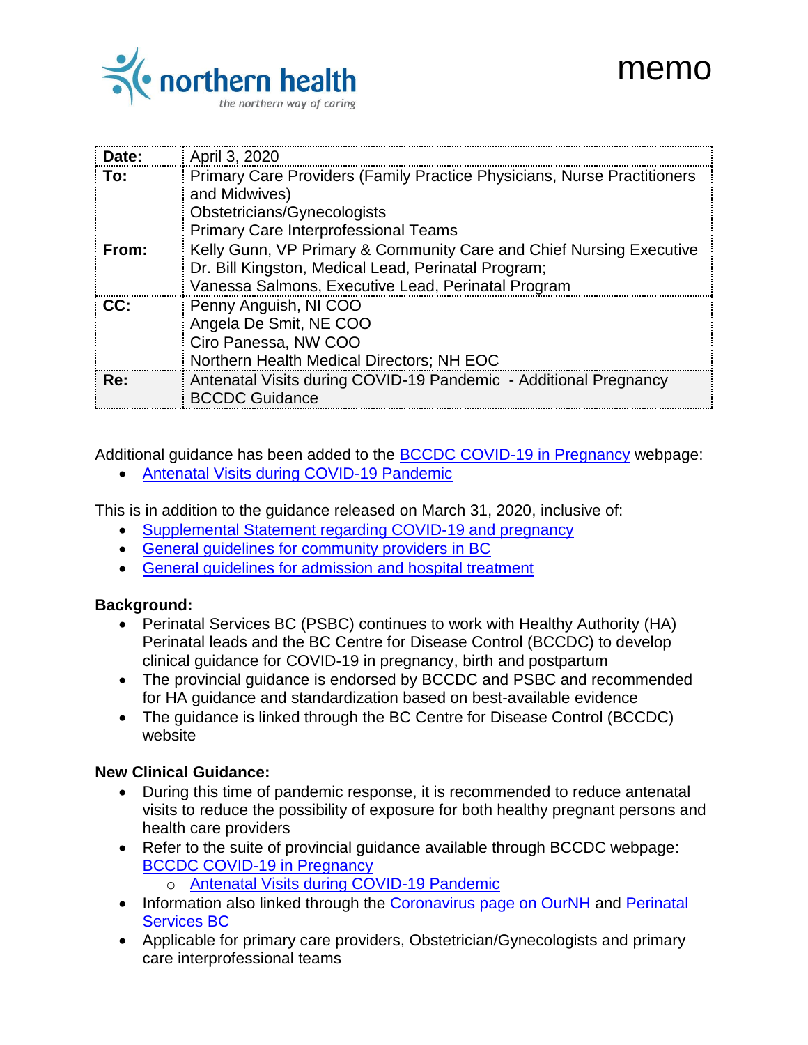northern health
*the northern way of caring*

# memo

| | |
|---|---|
| **Date:** | April 3, 2020 |
| **To:** | Primary Care Providers (Family Practice Physicians, Nurse Practitioners and Midwives)<br>Obstetricians/Gynecologists<br>Primary Care Interprofessional Teams |
| **From:** | Kelly Gunn, VP Primary & Community Care and Chief Nursing Executive<br>Dr. Bill Kingston, Medical Lead, Perinatal Program;<br>Vanessa Salmons, Executive Lead, Perinatal Program |
| **CC:** | Penny Anguish, NI COO<br>Angela De Smit, NE COO<br>Ciro Panessa, NW COO<br>Northern Health Medical Directors; NH EOC |
| **Re:** | Antenatal Visits during COVID-19 Pandemic - Additional Pregnancy BCCDC Guidance |

Additional guidance has been added to the BCCDC COVID-19 in Pregnancy webpage:

- Antenatal Visits during COVID-19 Pandemic

This is in addition to the guidance released on March 31, 2020, inclusive of:

- Supplemental Statement regarding COVID-19 and pregnancy
- General guidelines for community providers in BC
- General guidelines for admission and hospital treatment

**Background:**

- Perinatal Services BC (PSBC) continues to work with Healthy Authority (HA) Perinatal leads and the BC Centre for Disease Control (BCCDC) to develop clinical guidance for COVID-19 in pregnancy, birth and postpartum
- The provincial guidance is endorsed by BCCDC and PSBC and recommended for HA guidance and standardization based on best-available evidence
- The guidance is linked through the BC Centre for Disease Control (BCCDC) website

**New Clinical Guidance:**

- During this time of pandemic response, it is recommended to reduce antenatal visits to reduce the possibility of exposure for both healthy pregnant persons and health care providers
- Refer to the suite of provincial guidance available through BCCDC webpage: BCCDC COVID-19 in Pregnancy
  - Antenatal Visits during COVID-19 Pandemic
- Information also linked through the Coronavirus page on OurNH and Perinatal Services BC
- Applicable for primary care providers, Obstetrician/Gynecologists and primary care interprofessional teams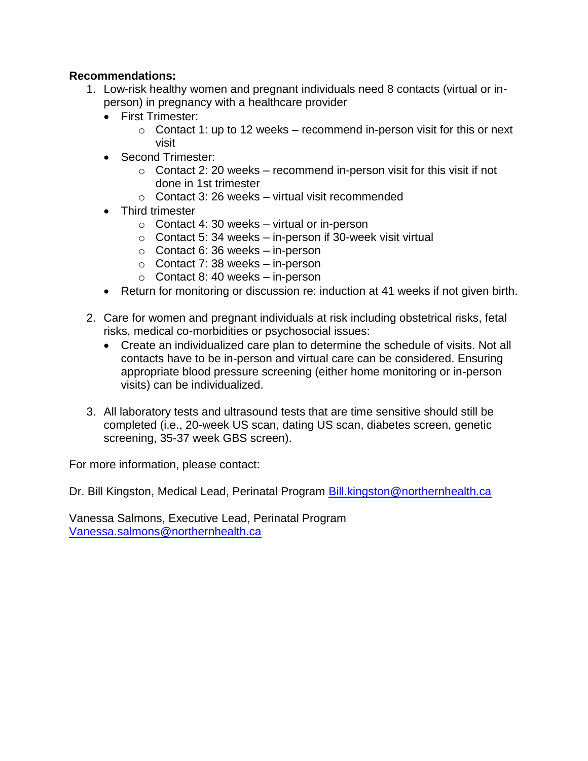**Recommendations:**

1. Low-risk healthy women and pregnant individuals need 8 contacts (virtual or in-person) in pregnancy with a healthcare provider
   - First Trimester:
     - Contact 1: up to 12 weeks – recommend in-person visit for this or next visit
   - Second Trimester:
     - Contact 2: 20 weeks – recommend in-person visit for this visit if not done in 1st trimester
     - Contact 3: 26 weeks – virtual visit recommended
   - Third trimester
     - Contact 4: 30 weeks – virtual or in-person
     - Contact 5: 34 weeks – in-person if 30-week visit virtual
     - Contact 6: 36 weeks – in-person
     - Contact 7: 38 weeks – in-person
     - Contact 8: 40 weeks – in-person
   - Return for monitoring or discussion re: induction at 41 weeks if not given birth.

2. Care for women and pregnant individuals at risk including obstetrical risks, fetal risks, medical co-morbidities or psychosocial issues:
   - Create an individualized care plan to determine the schedule of visits. Not all contacts have to be in-person and virtual care can be considered. Ensuring appropriate blood pressure screening (either home monitoring or in-person visits) can be individualized.

3. All laboratory tests and ultrasound tests that are time sensitive should still be completed (i.e., 20-week US scan, dating US scan, diabetes screen, genetic screening, 35-37 week GBS screen).

For more information, please contact:

Dr. Bill Kingston, Medical Lead, Perinatal Program Bill.kingston@northernhealth.ca

Vanessa Salmons, Executive Lead, Perinatal Program
Vanessa.salmons@northernhealth.ca